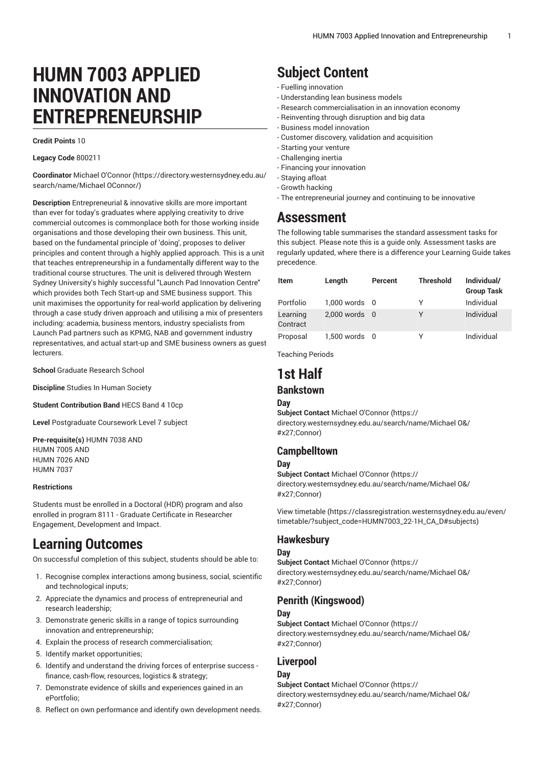# HUMN 7003 APPLIED INNOVATION AND ENTREPRENEURSHIP

**Credit Points** 10

**Legacy Code** 800211

**Coordinator** Michael O'Connor (https://directory.westernsydney.edu.au/search/name/Michael OConnor/)

**Description** Entrepreneurial & innovative skills are more important than ever for today's graduates where applying creativity to drive commercial outcomes is commonplace both for those working inside organisations and those developing their own business. This unit, based on the fundamental principle of 'doing', proposes to deliver principles and content through a highly applied approach. This is a unit that teaches entrepreneurship in a fundamentally different way to the traditional course structures. The unit is delivered through Western Sydney University's highly successful "Launch Pad Innovation Centre" which provides both Tech Start-up and SME business support. This unit maximises the opportunity for real-world application by delivering through a case study driven approach and utilising a mix of presenters including: academia, business mentors, industry specialists from Launch Pad partners such as KPMG, NAB and government industry representatives, and actual start-up and SME business owners as guest lecturers.

**School** Graduate Research School

**Discipline** Studies In Human Society

**Student Contribution Band** HECS Band 4 10cp

**Level** Postgraduate Coursework Level 7 subject

**Pre-requisite(s)** HUMN 7038 AND
HUMN 7005 AND
HUMN 7026 AND
HUMN 7037

**Restrictions**

Students must be enrolled in a Doctoral (HDR) program and also enrolled in program 8111 - Graduate Certificate in Researcher Engagement, Development and Impact.

# Learning Outcomes

On successful completion of this subject, students should be able to:

1. Recognise complex interactions among business, social, scientific and technological inputs;
2. Appreciate the dynamics and process of entrepreneurial and research leadership;
3. Demonstrate generic skills in a range of topics surrounding innovation and entrepreneurship;
4. Explain the process of research commercialisation;
5. Identify market opportunities;
6. Identify and understand the driving forces of enterprise success - finance, cash-flow, resources, logistics & strategy;
7. Demonstrate evidence of skills and experiences gained in an ePortfolio;
8. Reflect on own performance and identify own development needs.

# Subject Content

- Fuelling innovation
- Understanding lean business models
- Research commercialisation in an innovation economy
- Reinventing through disruption and big data
- Business model innovation
- Customer discovery, validation and acquisition
- Starting your venture
- Challenging inertia
- Financing your innovation
- Staying afloat
- Growth hacking
- The entrepreneurial journey and continuing to be innovative

# Assessment

The following table summarises the standard assessment tasks for this subject. Please note this is a guide only. Assessment tasks are regularly updated, where there is a difference your Learning Guide takes precedence.

| Item | Length | Percent | Threshold | Individual/ Group Task |
|---|---|---|---|---|
| Portfolio | 1,000 words | 0 | Y | Individual |
| Learning Contract | 2,000 words | 0 | Y | Individual |
| Proposal | 1,500 words | 0 | Y | Individual |

Teaching Periods

# 1st Half

## Bankstown

### Day

**Subject Contact** Michael O'Connor (https://directory.westernsydney.edu.au/search/name/Michael O&#x27;Connor)

## Campbelltown

### Day

**Subject Contact** Michael O'Connor (https://directory.westernsydney.edu.au/search/name/Michael O&#x27;Connor)

View timetable (https://classregistration.westernsydney.edu.au/even/timetable/?subject_code=HUMN7003_22-1H_CA_D#subjects)

## Hawkesbury

### Day

**Subject Contact** Michael O'Connor (https://directory.westernsydney.edu.au/search/name/Michael O&#x27;Connor)

## Penrith (Kingswood)

### Day

**Subject Contact** Michael O'Connor (https://directory.westernsydney.edu.au/search/name/Michael O&#x27;Connor)

## Liverpool

### Day

**Subject Contact** Michael O'Connor (https://directory.westernsydney.edu.au/search/name/Michael O&#x27;Connor)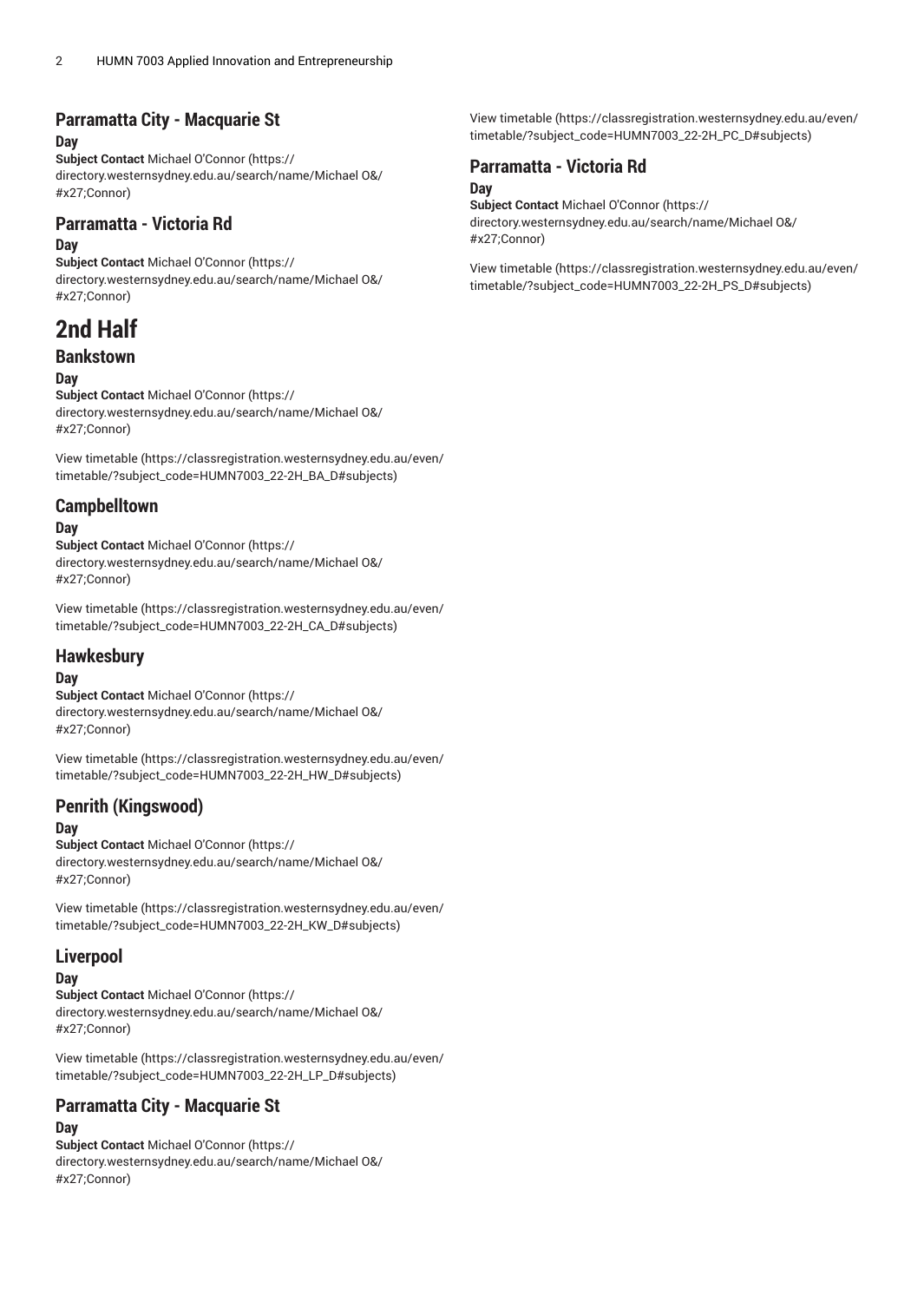## Parramatta City - Macquarie St

### Day

**Subject Contact** Michael O'Connor (https://directory.westernsydney.edu.au/search/name/Michael O&/#x27;Connor)

## Parramatta - Victoria Rd

### Day

**Subject Contact** Michael O'Connor (https://directory.westernsydney.edu.au/search/name/Michael O&/#x27;Connor)

# 2nd Half

## Bankstown

### Day

**Subject Contact** Michael O'Connor (https://directory.westernsydney.edu.au/search/name/Michael O&/#x27;Connor)

View timetable (https://classregistration.westernsydney.edu.au/even/timetable/?subject_code=HUMN7003_22-2H_BA_D#subjects)

## Campbelltown

### Day

**Subject Contact** Michael O'Connor (https://directory.westernsydney.edu.au/search/name/Michael O&/#x27;Connor)

View timetable (https://classregistration.westernsydney.edu.au/even/timetable/?subject_code=HUMN7003_22-2H_CA_D#subjects)

## Hawkesbury

### Day

**Subject Contact** Michael O'Connor (https://directory.westernsydney.edu.au/search/name/Michael O&/#x27;Connor)

View timetable (https://classregistration.westernsydney.edu.au/even/timetable/?subject_code=HUMN7003_22-2H_HW_D#subjects)

## Penrith (Kingswood)

### Day

**Subject Contact** Michael O'Connor (https://directory.westernsydney.edu.au/search/name/Michael O&/#x27;Connor)

View timetable (https://classregistration.westernsydney.edu.au/even/timetable/?subject_code=HUMN7003_22-2H_KW_D#subjects)

## Liverpool

### Day

**Subject Contact** Michael O'Connor (https://directory.westernsydney.edu.au/search/name/Michael O&/#x27;Connor)

View timetable (https://classregistration.westernsydney.edu.au/even/timetable/?subject_code=HUMN7003_22-2H_LP_D#subjects)

## Parramatta City - Macquarie St

### Day

**Subject Contact** Michael O'Connor (https://directory.westernsydney.edu.au/search/name/Michael O&/#x27;Connor)

View timetable (https://classregistration.westernsydney.edu.au/even/timetable/?subject_code=HUMN7003_22-2H_PC_D#subjects)

## Parramatta - Victoria Rd

### Day

**Subject Contact** Michael O'Connor (https://directory.westernsydney.edu.au/search/name/Michael O&/#x27;Connor)

View timetable (https://classregistration.westernsydney.edu.au/even/timetable/?subject_code=HUMN7003_22-2H_PS_D#subjects)